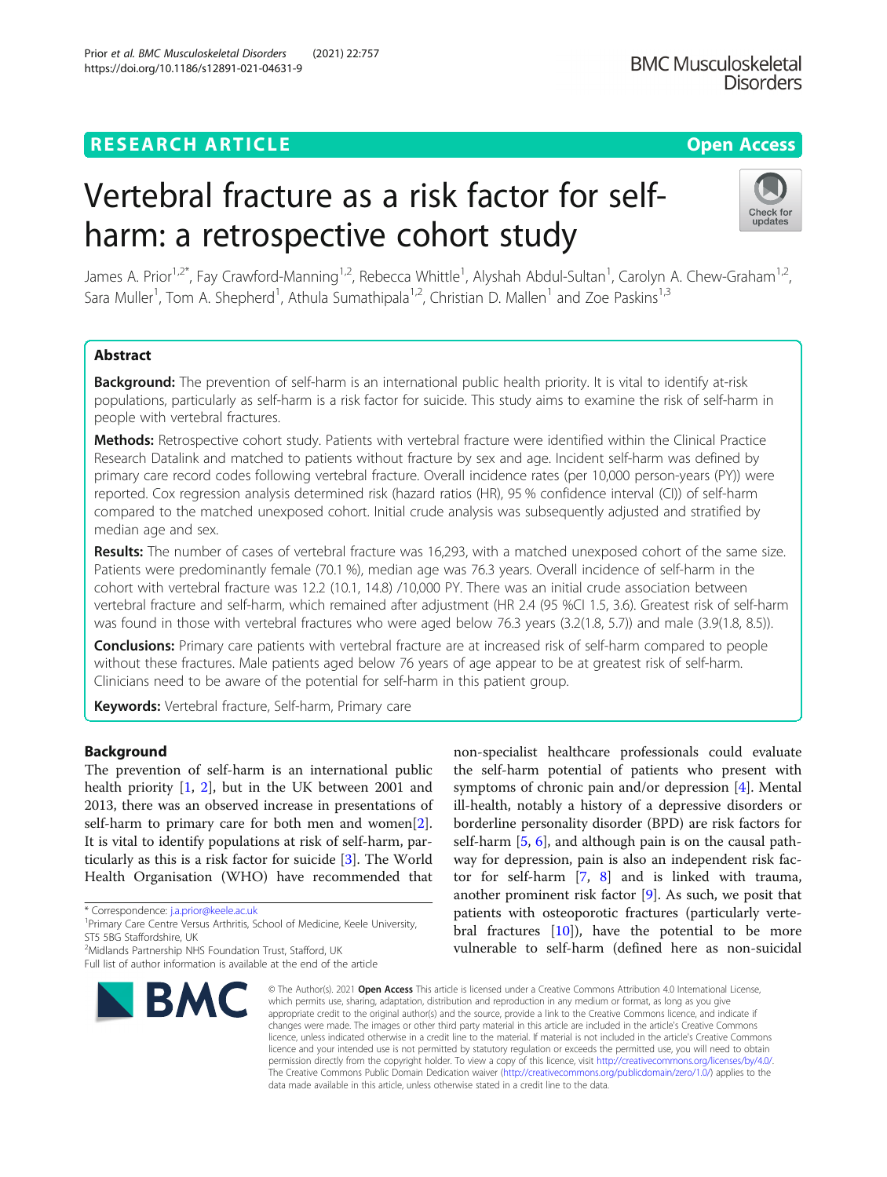# Vertebral fracture as a risk factor for self-harm: a retrospective cohort study

James A. Prior[1,2*], Fay Crawford-Manning[1,2], Rebecca Whittle[1], Alyshah Abdul-Sultan[1], Carolyn A. Chew-Graham[1,2], Sara Muller[1], Tom A. Shepherd[1], Athula Sumathipala[1,2], Christian D. Mallen[1] and Zoe Paskins[1,3]

## Abstract

**Background:** The prevention of self-harm is an international public health priority. It is vital to identify at-risk populations, particularly as self-harm is a risk factor for suicide. This study aims to examine the risk of self-harm in people with vertebral fractures.

**Methods:** Retrospective cohort study. Patients with vertebral fracture were identified within the Clinical Practice Research Datalink and matched to patients without fracture by sex and age. Incident self-harm was defined by primary care record codes following vertebral fracture. Overall incidence rates (per 10,000 person-years (PY)) were reported. Cox regression analysis determined risk (hazard ratios (HR), 95 % confidence interval (CI)) of self-harm compared to the matched unexposed cohort. Initial crude analysis was subsequently adjusted and stratified by median age and sex.

**Results:** The number of cases of vertebral fracture was 16,293, with a matched unexposed cohort of the same size. Patients were predominantly female (70.1 %), median age was 76.3 years. Overall incidence of self-harm in the cohort with vertebral fracture was 12.2 (10.1, 14.8) /10,000 PY. There was an initial crude association between vertebral fracture and self-harm, which remained after adjustment (HR 2.4 (95 %CI 1.5, 3.6). Greatest risk of self-harm was found in those with vertebral fractures who were aged below 76.3 years (3.2(1.8, 5.7)) and male (3.9(1.8, 8.5)).

**Conclusions:** Primary care patients with vertebral fracture are at increased risk of self-harm compared to people without these fractures. Male patients aged below 76 years of age appear to be at greatest risk of self-harm. Clinicians need to be aware of the potential for self-harm in this patient group.

**Keywords:** Vertebral fracture, Self-harm, Primary care

## Background

The prevention of self-harm is an international public health priority [1, 2], but in the UK between 2001 and 2013, there was an observed increase in presentations of self-harm to primary care for both men and women[2]. It is vital to identify populations at risk of self-harm, particularly as this is a risk factor for suicide [3]. The World Health Organisation (WHO) have recommended that non-specialist healthcare professionals could evaluate the self-harm potential of patients who present with symptoms of chronic pain and/or depression [4]. Mental ill-health, notably a history of a depressive disorders or borderline personality disorder (BPD) are risk factors for self-harm [5, 6], and although pain is on the causal pathway for depression, pain is also an independent risk factor for self-harm [7, 8] and is linked with trauma, another prominent risk factor [9]. As such, we posit that patients with osteoporotic fractures (particularly vertebral fractures [10]), have the potential to be more vulnerable to self-harm (defined here as non-suicidal

* Correspondence: j.a.prior@keele.ac.uk
[1]Primary Care Centre Versus Arthritis, School of Medicine, Keele University, ST5 5BG Staffordshire, UK
[2]Midlands Partnership NHS Foundation Trust, Stafford, UK
Full list of author information is available at the end of the article

© The Author(s). 2021 **Open Access** This article is licensed under a Creative Commons Attribution 4.0 International License, which permits use, sharing, adaptation, distribution and reproduction in any medium or format, as long as you give appropriate credit to the original author(s) and the source, provide a link to the Creative Commons licence, and indicate if changes were made. The images or other third party material in this article are included in the article's Creative Commons licence, unless indicated otherwise in a credit line to the material. If material is not included in the article's Creative Commons licence and your intended use is not permitted by statutory regulation or exceeds the permitted use, you will need to obtain permission directly from the copyright holder. To view a copy of this licence, visit http://creativecommons.org/licenses/by/4.0/. The Creative Commons Public Domain Dedication waiver (http://creativecommons.org/publicdomain/zero/1.0/) applies to the data made available in this article, unless otherwise stated in a credit line to the data.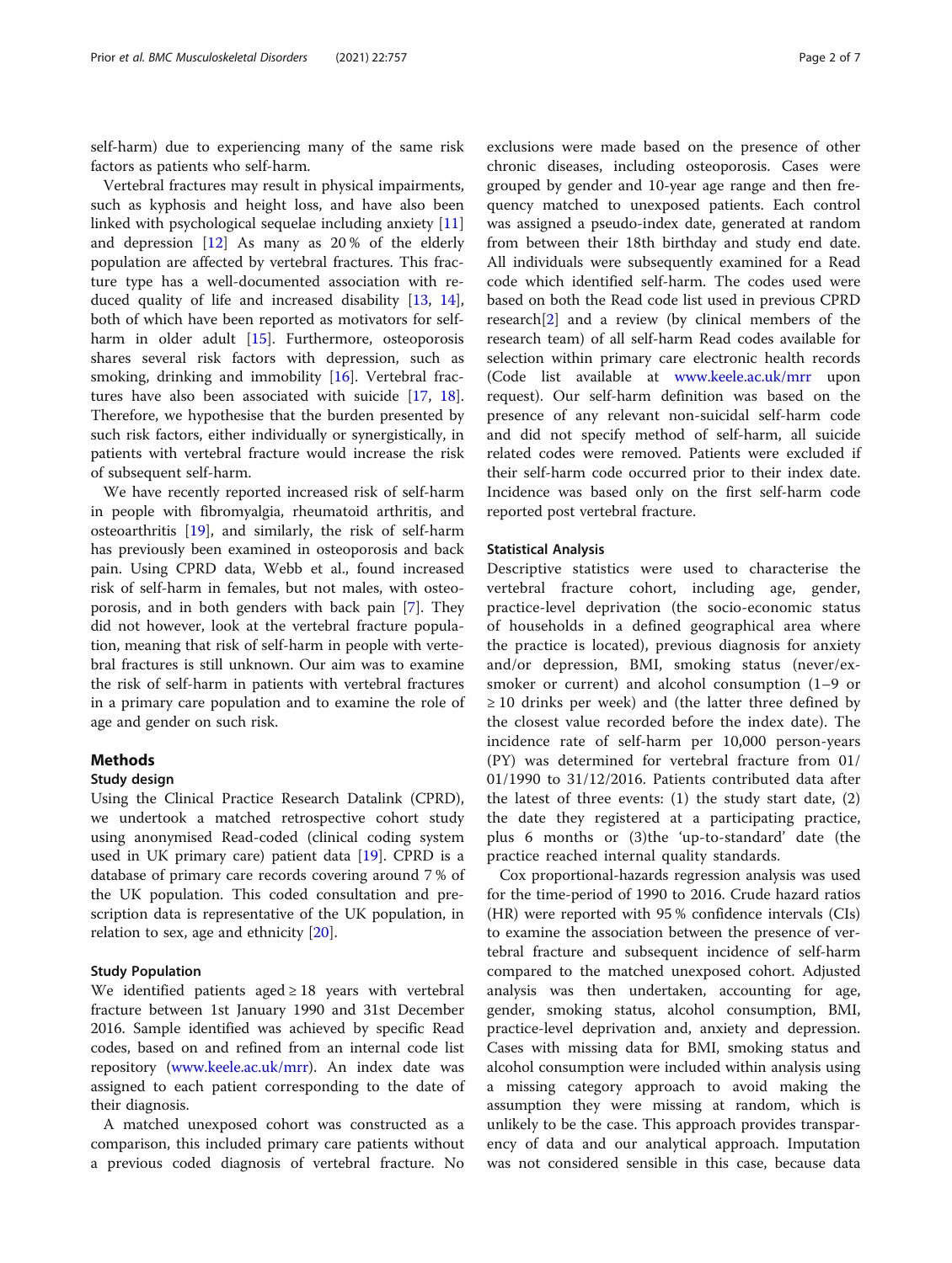self-harm) due to experiencing many of the same risk factors as patients who self-harm.

Vertebral fractures may result in physical impairments, such as kyphosis and height loss, and have also been linked with psychological sequelae including anxiety [11] and depression [12] As many as 20 % of the elderly population are affected by vertebral fractures. This fracture type has a well-documented association with reduced quality of life and increased disability [13, 14], both of which have been reported as motivators for self-harm in older adult [15]. Furthermore, osteoporosis shares several risk factors with depression, such as smoking, drinking and immobility [16]. Vertebral fractures have also been associated with suicide [17, 18]. Therefore, we hypothesise that the burden presented by such risk factors, either individually or synergistically, in patients with vertebral fracture would increase the risk of subsequent self-harm.

We have recently reported increased risk of self-harm in people with fibromyalgia, rheumatoid arthritis, and osteoarthritis [19], and similarly, the risk of self-harm has previously been examined in osteoporosis and back pain. Using CPRD data, Webb et al., found increased risk of self-harm in females, but not males, with osteoporosis, and in both genders with back pain [7]. They did not however, look at the vertebral fracture population, meaning that risk of self-harm in people with vertebral fractures is still unknown. Our aim was to examine the risk of self-harm in patients with vertebral fractures in a primary care population and to examine the role of age and gender on such risk.

## Methods

### Study design

Using the Clinical Practice Research Datalink (CPRD), we undertook a matched retrospective cohort study using anonymised Read-coded (clinical coding system used in UK primary care) patient data [19]. CPRD is a database of primary care records covering around 7 % of the UK population. This coded consultation and prescription data is representative of the UK population, in relation to sex, age and ethnicity [20].

### Study Population

We identified patients aged ≥ 18 years with vertebral fracture between 1st January 1990 and 31st December 2016. Sample identified was achieved by specific Read codes, based on and refined from an internal code list repository (www.keele.ac.uk/mrr). An index date was assigned to each patient corresponding to the date of their diagnosis.

A matched unexposed cohort was constructed as a comparison, this included primary care patients without a previous coded diagnosis of vertebral fracture. No exclusions were made based on the presence of other chronic diseases, including osteoporosis. Cases were grouped by gender and 10-year age range and then frequency matched to unexposed patients. Each control was assigned a pseudo-index date, generated at random from between their 18th birthday and study end date. All individuals were subsequently examined for a Read code which identified self-harm. The codes used were based on both the Read code list used in previous CPRD research[2] and a review (by clinical members of the research team) of all self-harm Read codes available for selection within primary care electronic health records (Code list available at www.keele.ac.uk/mrr upon request). Our self-harm definition was based on the presence of any relevant non-suicidal self-harm code and did not specify method of self-harm, all suicide related codes were removed. Patients were excluded if their self-harm code occurred prior to their index date. Incidence was based only on the first self-harm code reported post vertebral fracture.

### Statistical Analysis

Descriptive statistics were used to characterise the vertebral fracture cohort, including age, gender, practice-level deprivation (the socio-economic status of households in a defined geographical area where the practice is located), previous diagnosis for anxiety and/or depression, BMI, smoking status (never/ex-smoker or current) and alcohol consumption (1–9 or ≥ 10 drinks per week) and (the latter three defined by the closest value recorded before the index date). The incidence rate of self-harm per 10,000 person-years (PY) was determined for vertebral fracture from 01/01/1990 to 31/12/2016. Patients contributed data after the latest of three events: (1) the study start date, (2) the date they registered at a participating practice, plus 6 months or (3)the 'up-to-standard' date (the practice reached internal quality standards.

Cox proportional-hazards regression analysis was used for the time-period of 1990 to 2016. Crude hazard ratios (HR) were reported with 95 % confidence intervals (CIs) to examine the association between the presence of vertebral fracture and subsequent incidence of self-harm compared to the matched unexposed cohort. Adjusted analysis was then undertaken, accounting for age, gender, smoking status, alcohol consumption, BMI, practice-level deprivation and, anxiety and depression. Cases with missing data for BMI, smoking status and alcohol consumption were included within analysis using a missing category approach to avoid making the assumption they were missing at random, which is unlikely to be the case. This approach provides transparency of data and our analytical approach. Imputation was not considered sensible in this case, because data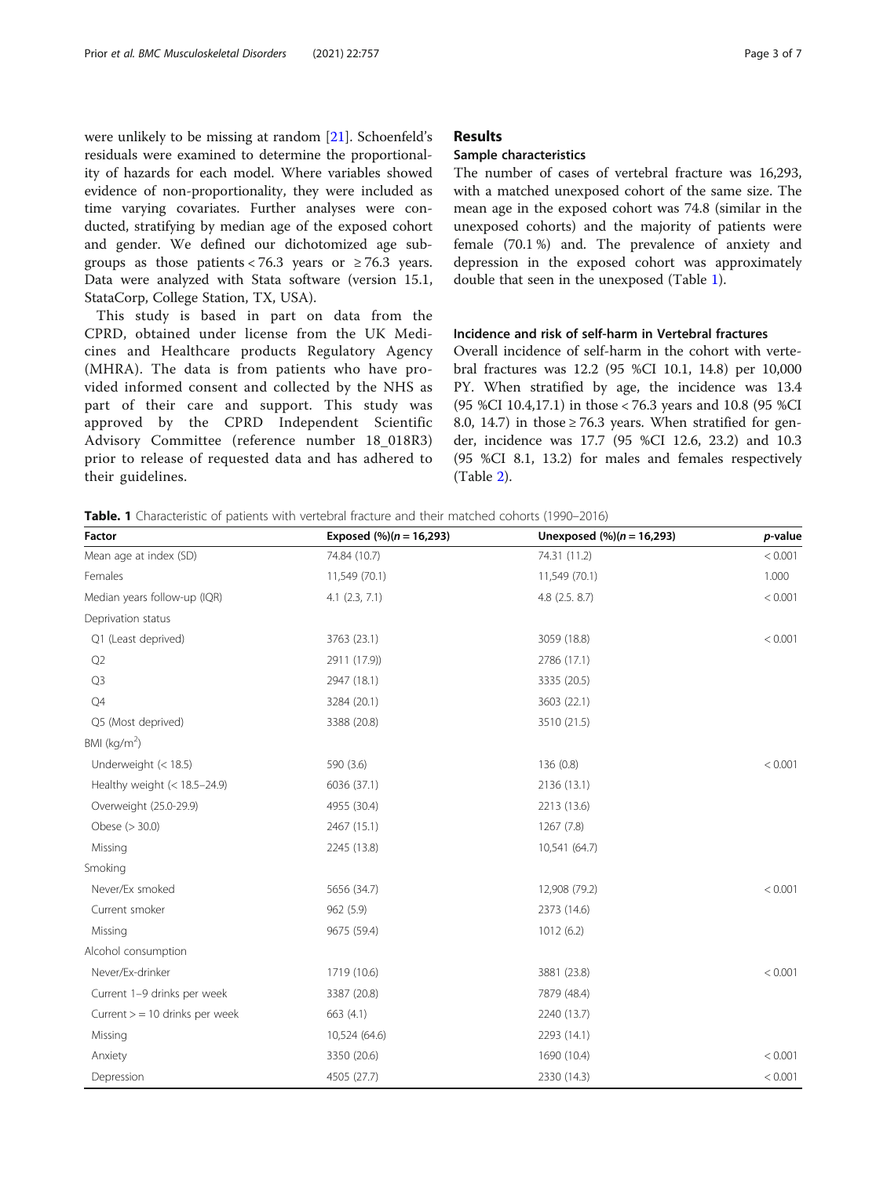were unlikely to be missing at random [21]. Schoenfeld's residuals were examined to determine the proportionality of hazards for each model. Where variables showed evidence of non-proportionality, they were included as time varying covariates. Further analyses were conducted, stratifying by median age of the exposed cohort and gender. We defined our dichotomized age subgroups as those patients < 76.3 years or ≥ 76.3 years. Data were analyzed with Stata software (version 15.1, StataCorp, College Station, TX, USA).

This study is based in part on data from the CPRD, obtained under license from the UK Medicines and Healthcare products Regulatory Agency (MHRA). The data is from patients who have provided informed consent and collected by the NHS as part of their care and support. This study was approved by the CPRD Independent Scientific Advisory Committee (reference number 18_018R3) prior to release of requested data and has adhered to their guidelines.

## Results

### Sample characteristics

The number of cases of vertebral fracture was 16,293, with a matched unexposed cohort of the same size. The mean age in the exposed cohort was 74.8 (similar in the unexposed cohorts) and the majority of patients were female (70.1 %) and. The prevalence of anxiety and depression in the exposed cohort was approximately double that seen in the unexposed (Table 1).

### Incidence and risk of self-harm in Vertebral fractures

Overall incidence of self-harm in the cohort with vertebral fractures was 12.2 (95 %CI 10.1, 14.8) per 10,000 PY. When stratified by age, the incidence was 13.4 (95 %CI 10.4,17.1) in those < 76.3 years and 10.8 (95 %CI 8.0, 14.7) in those ≥ 76.3 years. When stratified for gender, incidence was 17.7 (95 %CI 12.6, 23.2) and 10.3 (95 %CI 8.1, 13.2) for males and females respectively (Table 2).

**Table. 1** Characteristic of patients with vertebral fracture and their matched cohorts (1990–2016)

| Factor | Exposed (%)(n = 16,293) | Unexposed (%)(n = 16,293) | *p*-value |
|---|---|---|---|
| Mean age at index (SD) | 74.84 (10.7) | 74.31 (11.2) | < 0.001 |
| Females | 11,549 (70.1) | 11,549 (70.1) | 1.000 |
| Median years follow-up (IQR) | 4.1 (2.3, 7.1) | 4.8 (2.5. 8.7) | < 0.001 |
| Deprivation status | | | |
| Q1 (Least deprived) | 3763 (23.1) | 3059 (18.8) | < 0.001 |
| Q2 | 2911 (17.9)) | 2786 (17.1) | |
| Q3 | 2947 (18.1) | 3335 (20.5) | |
| Q4 | 3284 (20.1) | 3603 (22.1) | |
| Q5 (Most deprived) | 3388 (20.8) | 3510 (21.5) | |
| BMI (kg/m$^2$) | | | |
| Underweight (< 18.5) | 590 (3.6) | 136 (0.8) | < 0.001 |
| Healthy weight (< 18.5–24.9) | 6036 (37.1) | 2136 (13.1) | |
| Overweight (25.0-29.9) | 4955 (30.4) | 2213 (13.6) | |
| Obese (> 30.0) | 2467 (15.1) | 1267 (7.8) | |
| Missing | 2245 (13.8) | 10,541 (64.7) | |
| Smoking | | | |
| Never/Ex smoked | 5656 (34.7) | 12,908 (79.2) | < 0.001 |
| Current smoker | 962 (5.9) | 2373 (14.6) | |
| Missing | 9675 (59.4) | 1012 (6.2) | |
| Alcohol consumption | | | |
| Never/Ex-drinker | 1719 (10.6) | 3881 (23.8) | < 0.001 |
| Current 1–9 drinks per week | 3387 (20.8) | 7879 (48.4) | |
| Current > = 10 drinks per week | 663 (4.1) | 2240 (13.7) | |
| Missing | 10,524 (64.6) | 2293 (14.1) | |
| Anxiety | 3350 (20.6) | 1690 (10.4) | < 0.001 |
| Depression | 4505 (27.7) | 2330 (14.3) | < 0.001 |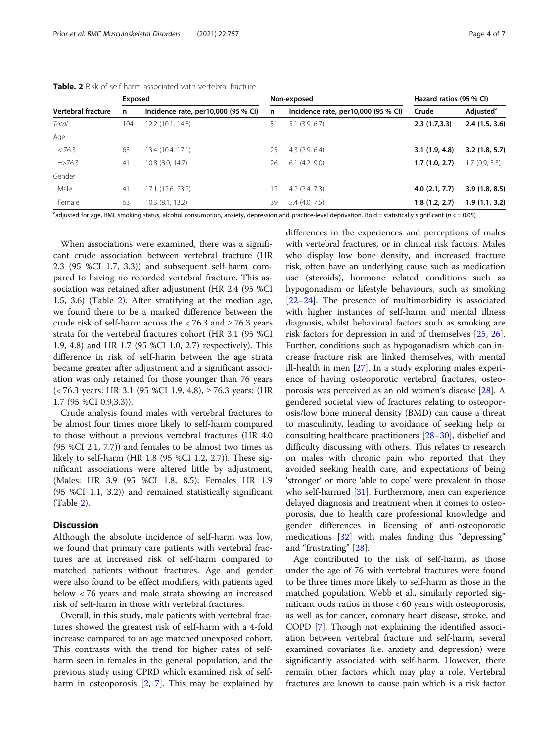**Table. 2** Risk of self-harm associated with vertebral fracture

| Vertebral fracture | Exposed | | Non-exposed | | Hazard ratios (95 % CI) | |
|---|---|---|---|---|---|---|
| | n | Incidence rate, per10,000 (95 % CI) | n | Incidence rate, per10,000 (95 % CI) | Crude | Adjusted[a] |
| *Total* | 104 | 12.2 (10.1, 14.8) | 51 | 5.1 (3.9, 6.7) | **2.3 (1.7,3.3)** | **2.4 (1.5, 3.6)** |
| Age | | | | | | |
| < 76.3 | 63 | 13.4 (10.4, 17.1) | 25 | 4.3 (2.9, 6.4) | **3.1 (1.9, 4.8)** | **3.2 (1.8, 5.7)** |
| =>76.3 | 41 | 10.8 (8.0, 14.7) | 26 | 6.1 (4.2, 9.0) | **1.7 (1.0, 2.7)** | 1.7 (0.9, 3.3) |
| Gender | | | | | | |
| Male | 41 | 17.1 (12.6, 23.2) | 12 | 4.2 (2.4, 7.3) | **4.0 (2.1, 7.7)** | **3.9 (1.8, 8.5)** |
| Female | 63 | 10.3 (8.1, 13.2) | 39 | 5.4 (4.0, 7.5) | **1.8 (1.2, 2.7)** | **1.9 (1.1, 3.2)** |

[a]adjusted for age, BMI, smoking status, alcohol consumption, anxiety, depression and practice-level deprivation. Bold = statistically significant ($p <= 0.05$)

When associations were examined, there was a significant crude association between vertebral fracture (HR 2.3 (95 %CI 1.7, 3.3)) and subsequent self-harm compared to having no recorded vertebral fracture. This association was retained after adjustment (HR 2.4 (95 %CI 1.5, 3.6) (Table 2). After stratifying at the median age, we found there to be a marked difference between the crude risk of self-harm across the < 76.3 and ≥ 76.3 years strata for the vertebral fractures cohort (HR 3.1 (95 %CI 1.9, 4.8) and HR 1.7 (95 %CI 1.0, 2.7) respectively). This difference in risk of self-harm between the age strata became greater after adjustment and a significant association was only retained for those younger than 76 years (< 76.3 years: HR 3.1 (95 %CI 1.9, 4.8), ≥ 76.3 years: (HR 1.7 (95 %CI 0.9,3.3)).

Crude analysis found males with vertebral fractures to be almost four times more likely to self-harm compared to those without a previous vertebral fractures (HR 4.0 (95 %CI 2.1, 7.7)) and females to be almost two times as likely to self-harm (HR 1.8 (95 %CI 1.2, 2.7)). These significant associations were altered little by adjustment, (Males: HR 3.9 (95 %CI 1.8, 8.5); Females HR 1.9 (95 %CI 1.1, 3.2)) and remained statistically significant (Table 2).

## Discussion

Although the absolute incidence of self-harm was low, we found that primary care patients with vertebral fractures are at increased risk of self-harm compared to matched patients without fractures. Age and gender were also found to be effect modifiers, with patients aged below < 76 years and male strata showing an increased risk of self-harm in those with vertebral fractures.

Overall, in this study, male patients with vertebral fractures showed the greatest risk of self-harm with a 4-fold increase compared to an age matched unexposed cohort. This contrasts with the trend for higher rates of self-harm seen in females in the general population, and the previous study using CPRD which examined risk of self-harm in osteoporosis [2, 7]. This may be explained by differences in the experiences and perceptions of males with vertebral fractures, or in clinical risk factors. Males who display low bone density, and increased fracture risk, often have an underlying cause such as medication use (steroids), hormone related conditions such as hypogonadism or lifestyle behaviours, such as smoking [22–24]. The presence of multimorbidity is associated with higher instances of self-harm and mental illness diagnosis, whilst behavioral factors such as smoking are risk factors for depression in and of themselves [25, 26]. Further, conditions such as hypogonadism which can increase fracture risk are linked themselves, with mental ill-health in men [27]. In a study exploring males experience of having osteoporotic vertebral fractures, osteoporosis was perceived as an old women's disease [28]. A gendered societal view of fractures relating to osteoporosis/low bone mineral density (BMD) can cause a threat to masculinity, leading to avoidance of seeking help or consulting healthcare practitioners [28–30], disbelief and difficulty discussing with others. This relates to research on males with chronic pain who reported that they avoided seeking health care, and expectations of being 'stronger' or more 'able to cope' were prevalent in those who self-harmed [31]. Furthermore, men can experience delayed diagnosis and treatment when it comes to osteoporosis, due to health care professional knowledge and gender differences in licensing of anti-osteoporotic medications [32] with males finding this "depressing" and "frustrating" [28].

Age contributed to the risk of self-harm, as those under the age of 76 with vertebral fractures were found to be three times more likely to self-harm as those in the matched population. Webb et al., similarly reported significant odds ratios in those < 60 years with osteoporosis, as well as for cancer, coronary heart disease, stroke, and COPD [7]. Though not explaining the identified association between vertebral fracture and self-harm, several examined covariates (i.e. anxiety and depression) were significantly associated with self-harm. However, there remain other factors which may play a role. Vertebral fractures are known to cause pain which is a risk factor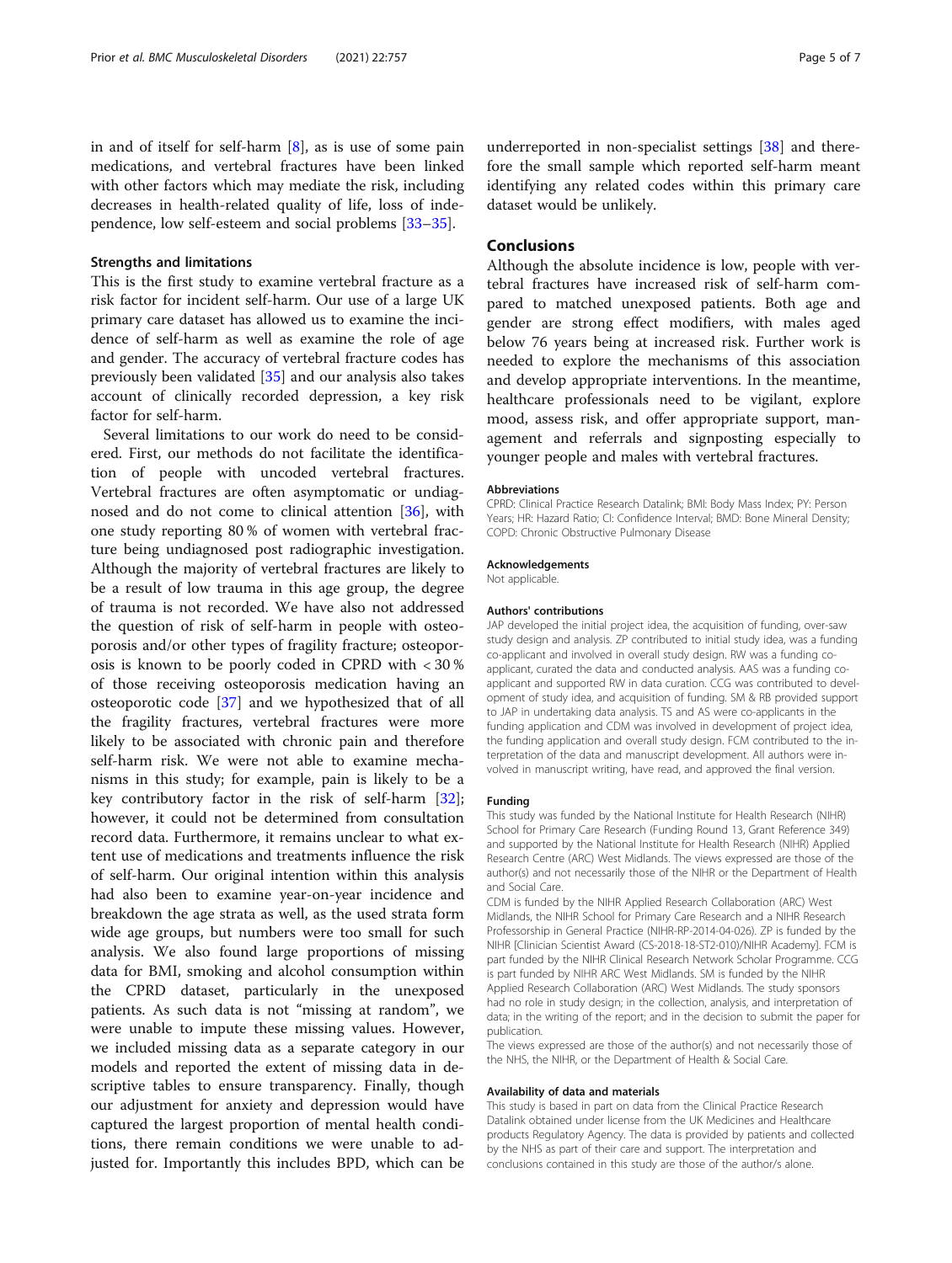in and of itself for self-harm [8], as is use of some pain medications, and vertebral fractures have been linked with other factors which may mediate the risk, including decreases in health-related quality of life, loss of independence, low self-esteem and social problems [33–35].

### Strengths and limitations

This is the first study to examine vertebral fracture as a risk factor for incident self-harm. Our use of a large UK primary care dataset has allowed us to examine the incidence of self-harm as well as examine the role of age and gender. The accuracy of vertebral fracture codes has previously been validated [35] and our analysis also takes account of clinically recorded depression, a key risk factor for self-harm.

Several limitations to our work do need to be considered. First, our methods do not facilitate the identification of people with uncoded vertebral fractures. Vertebral fractures are often asymptomatic or undiagnosed and do not come to clinical attention [36], with one study reporting 80 % of women with vertebral fracture being undiagnosed post radiographic investigation. Although the majority of vertebral fractures are likely to be a result of low trauma in this age group, the degree of trauma is not recorded. We have also not addressed the question of risk of self-harm in people with osteoporosis and/or other types of fragility fracture; osteoporosis is known to be poorly coded in CPRD with < 30 % of those receiving osteoporosis medication having an osteoporotic code [37] and we hypothesized that of all the fragility fractures, vertebral fractures were more likely to be associated with chronic pain and therefore self-harm risk. We were not able to examine mechanisms in this study; for example, pain is likely to be a key contributory factor in the risk of self-harm [32]; however, it could not be determined from consultation record data. Furthermore, it remains unclear to what extent use of medications and treatments influence the risk of self-harm. Our original intention within this analysis had also been to examine year-on-year incidence and breakdown the age strata as well, as the used strata form wide age groups, but numbers were too small for such analysis. We also found large proportions of missing data for BMI, smoking and alcohol consumption within the CPRD dataset, particularly in the unexposed patients. As such data is not "missing at random", we were unable to impute these missing values. However, we included missing data as a separate category in our models and reported the extent of missing data in descriptive tables to ensure transparency. Finally, though our adjustment for anxiety and depression would have captured the largest proportion of mental health conditions, there remain conditions we were unable to adjusted for. Importantly this includes BPD, which can be underreported in non-specialist settings [38] and therefore the small sample which reported self-harm meant identifying any related codes within this primary care dataset would be unlikely.

## Conclusions

Although the absolute incidence is low, people with vertebral fractures have increased risk of self-harm compared to matched unexposed patients. Both age and gender are strong effect modifiers, with males aged below 76 years being at increased risk. Further work is needed to explore the mechanisms of this association and develop appropriate interventions. In the meantime, healthcare professionals need to be vigilant, explore mood, assess risk, and offer appropriate support, management and referrals and signposting especially to younger people and males with vertebral fractures.

#### Abbreviations

CPRD: Clinical Practice Research Datalink; BMI: Body Mass Index; PY: Person Years; HR: Hazard Ratio; CI: Confidence Interval; BMD: Bone Mineral Density; COPD: Chronic Obstructive Pulmonary Disease

#### Acknowledgements

Not applicable.

#### Authors' contributions

JAP developed the initial project idea, the acquisition of funding, over-saw study design and analysis. ZP contributed to initial study idea, was a funding co-applicant and involved in overall study design. RW was a funding co-applicant, curated the data and conducted analysis. AAS was a funding co-applicant and supported RW in data curation. CCG was contributed to development of study idea, and acquisition of funding. SM & RB provided support to JAP in undertaking data analysis. TS and AS were co-applicants in the funding application and CDM was involved in development of project idea, the funding application and overall study design. FCM contributed to the interpretation of the data and manuscript development. All authors were involved in manuscript writing, have read, and approved the final version.

#### Funding

This study was funded by the National Institute for Health Research (NIHR) School for Primary Care Research (Funding Round 13, Grant Reference 349) and supported by the National Institute for Health Research (NIHR) Applied Research Centre (ARC) West Midlands. The views expressed are those of the author(s) and not necessarily those of the NIHR or the Department of Health and Social Care.

CDM is funded by the NIHR Applied Research Collaboration (ARC) West Midlands, the NIHR School for Primary Care Research and a NIHR Research Professorship in General Practice (NIHR-RP-2014-04-026). ZP is funded by the NIHR [Clinician Scientist Award (CS-2018-18-ST2-010)/NIHR Academy]. FCM is part funded by the NIHR Clinical Research Network Scholar Programme. CCG is part funded by NIHR ARC West Midlands. SM is funded by the NIHR Applied Research Collaboration (ARC) West Midlands. The study sponsors had no role in study design; in the collection, analysis, and interpretation of data; in the writing of the report; and in the decision to submit the paper for publication.

The views expressed are those of the author(s) and not necessarily those of the NHS, the NIHR, or the Department of Health & Social Care.

#### Availability of data and materials

This study is based in part on data from the Clinical Practice Research Datalink obtained under license from the UK Medicines and Healthcare products Regulatory Agency. The data is provided by patients and collected by the NHS as part of their care and support. The interpretation and conclusions contained in this study are those of the author/s alone.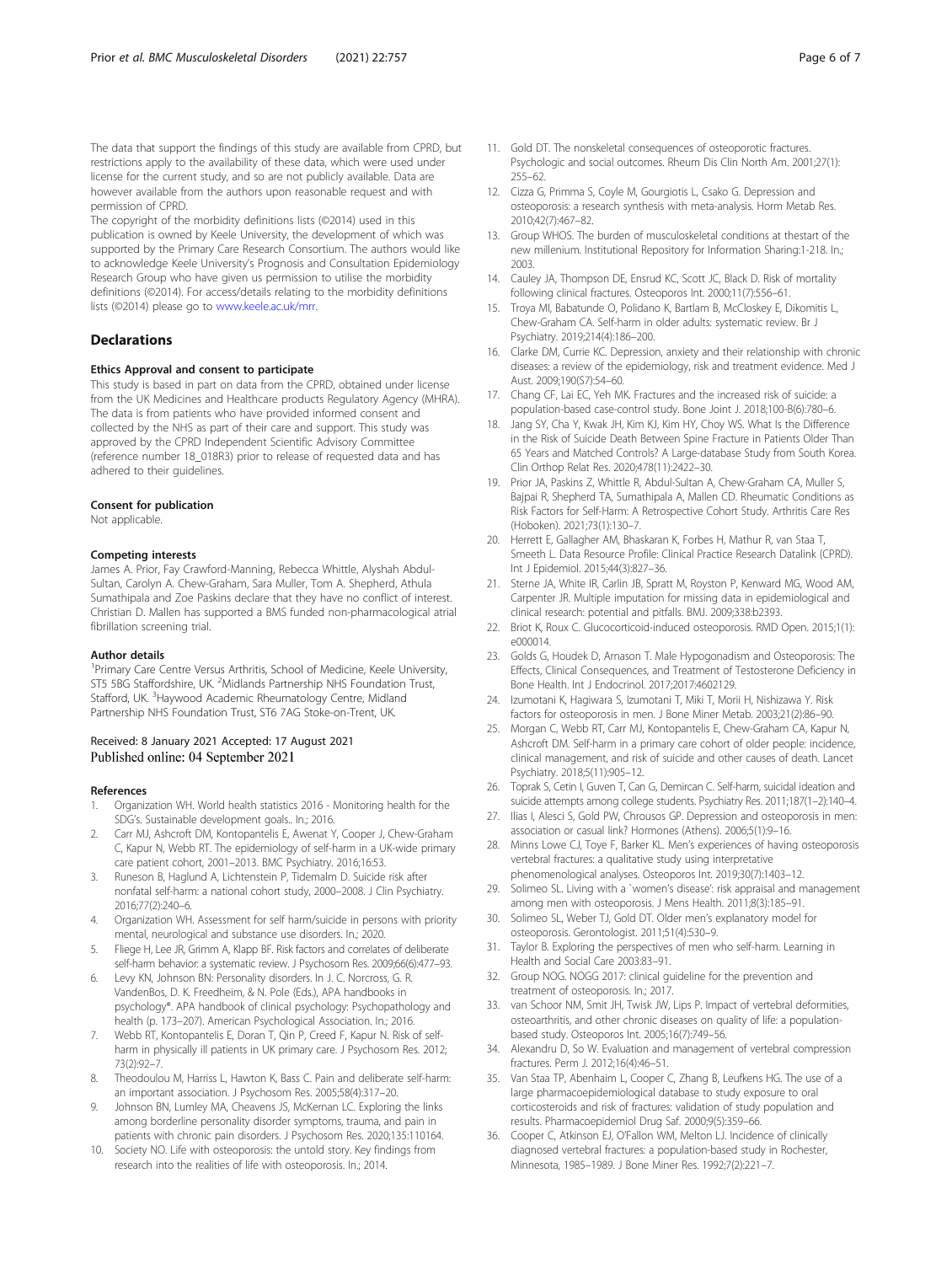The data that support the findings of this study are available from CPRD, but restrictions apply to the availability of these data, which were used under license for the current study, and so are not publicly available. Data are however available from the authors upon reasonable request and with permission of CPRD.

The copyright of the morbidity definitions lists (©2014) used in this publication is owned by Keele University, the development of which was supported by the Primary Care Research Consortium. The authors would like to acknowledge Keele University's Prognosis and Consultation Epidemiology Research Group who have given us permission to utilise the morbidity definitions (©2014). For access/details relating to the morbidity definitions lists (©2014) please go to www.keele.ac.uk/mrr.

## Declarations

### Ethics Approval and consent to participate

This study is based in part on data from the CPRD, obtained under license from the UK Medicines and Healthcare products Regulatory Agency (MHRA). The data is from patients who have provided informed consent and collected by the NHS as part of their care and support. This study was approved by the CPRD Independent Scientific Advisory Committee (reference number 18_018R3) prior to release of requested data and has adhered to their guidelines.

### Consent for publication

Not applicable.

### Competing interests

James A. Prior, Fay Crawford-Manning, Rebecca Whittle, Alyshah Abdul-Sultan, Carolyn A. Chew-Graham, Sara Muller, Tom A. Shepherd, Athula Sumathipala and Zoe Paskins declare that they have no conflict of interest. Christian D. Mallen has supported a BMS funded non-pharmacological atrial fibrillation screening trial.

### Author details

[1]Primary Care Centre Versus Arthritis, School of Medicine, Keele University, ST5 5BG Staffordshire, UK. [2]Midlands Partnership NHS Foundation Trust, Stafford, UK. [3]Haywood Academic Rheumatology Centre, Midland Partnership NHS Foundation Trust, ST6 7AG Stoke-on-Trent, UK.

Received: 8 January 2021 Accepted: 17 August 2021
Published online: 04 September 2021

### References

1. Organization WH. World health statistics 2016 - Monitoring health for the SDG's. Sustainable development goals.. In.; 2016.
2. Carr MJ, Ashcroft DM, Kontopantelis E, Awenat Y, Cooper J, Chew-Graham C, Kapur N, Webb RT. The epidemiology of self-harm in a UK-wide primary care patient cohort, 2001–2013. BMC Psychiatry. 2016;16:53.
3. Runeson B, Haglund A, Lichtenstein P, Tidemalm D. Suicide risk after nonfatal self-harm: a national cohort study, 2000–2008. J Clin Psychiatry. 2016;77(2):240–6.
4. Organization WH. Assessment for self harm/suicide in persons with priority mental, neurological and substance use disorders. In.; 2020.
5. Fliege H, Lee JR, Grimm A, Klapp BF. Risk factors and correlates of deliberate self-harm behavior: a systematic review. J Psychosom Res. 2009;66(6):477–93.
6. Levy KN, Johnson BN: Personality disorders. In J. C. Norcross, G. R. VandenBos, D. K. Freedheim, & N. Pole (Eds.), APA handbooks in psychology®. APA handbook of clinical psychology: Psychopathology and health (p. 173–207). American Psychological Association. In.; 2016.
7. Webb RT, Kontopantelis E, Doran T, Qin P, Creed F, Kapur N. Risk of self-harm in physically ill patients in UK primary care. J Psychosom Res. 2012; 73(2):92–7.
8. Theodoulou M, Harriss L, Hawton K, Bass C. Pain and deliberate self-harm: an important association. J Psychosom Res. 2005;58(4):317–20.
9. Johnson BN, Lumley MA, Cheavens JS, McKernan LC. Exploring the links among borderline personality disorder symptoms, trauma, and pain in patients with chronic pain disorders. J Psychosom Res. 2020;135:110164.
10. Society NO. Life with osteoporosis: the untold story. Key findings from research into the realities of life with osteoporosis. In.; 2014.
11. Gold DT. The nonskeletal consequences of osteoporotic fractures. Psychologic and social outcomes. Rheum Dis Clin North Am. 2001;27(1): 255–62.
12. Cizza G, Primma S, Coyle M, Gourgiotis L, Csako G. Depression and osteoporosis: a research synthesis with meta-analysis. Horm Metab Res. 2010;42(7):467–82.
13. Group WHOS. The burden of musculoskeletal conditions at thestart of the new millenium. Institutional Repository for Information Sharing:1-218. In.; 2003.
14. Cauley JA, Thompson DE, Ensrud KC, Scott JC, Black D. Risk of mortality following clinical fractures. Osteoporos Int. 2000;11(7):556–61.
15. Troya MI, Babatunde O, Polidano K, Bartlam B, McCloskey E, Dikomitis L, Chew-Graham CA. Self-harm in older adults: systematic review. Br J Psychiatry. 2019;214(4):186–200.
16. Clarke DM, Currie KC. Depression, anxiety and their relationship with chronic diseases: a review of the epidemiology, risk and treatment evidence. Med J Aust. 2009;190(S7):54–60.
17. Chang CF, Lai EC, Yeh MK. Fractures and the increased risk of suicide: a population-based case-control study. Bone Joint J. 2018;100-B(6):780–6.
18. Jang SY, Cha Y, Kwak JH, Kim KJ, Kim HY, Choy WS. What Is the Difference in the Risk of Suicide Death Between Spine Fracture in Patients Older Than 65 Years and Matched Controls? A Large-database Study from South Korea. Clin Orthop Relat Res. 2020;478(11):2422–30.
19. Prior JA, Paskins Z, Whittle R, Abdul-Sultan A, Chew-Graham CA, Muller S, Bajpai R, Shepherd TA, Sumathipala A, Mallen CD. Rheumatic Conditions as Risk Factors for Self-Harm: A Retrospective Cohort Study. Arthritis Care Res (Hoboken). 2021;73(1):130–7.
20. Herrett E, Gallagher AM, Bhaskaran K, Forbes H, Mathur R, van Staa T, Smeeth L. Data Resource Profile: Clinical Practice Research Datalink (CPRD). Int J Epidemiol. 2015;44(3):827–36.
21. Sterne JA, White IR, Carlin JB, Spratt M, Royston P, Kenward MG, Wood AM, Carpenter JR. Multiple imputation for missing data in epidemiological and clinical research: potential and pitfalls. BMJ. 2009;338:b2393.
22. Briot K, Roux C. Glucocorticoid-induced osteoporosis. RMD Open. 2015;1(1): e000014.
23. Golds G, Houdek D, Arnason T. Male Hypogonadism and Osteoporosis: The Effects, Clinical Consequences, and Treatment of Testosterone Deficiency in Bone Health. Int J Endocrinol. 2017;2017:4602129.
24. Izumotani K, Hagiwara S, Izumotani T, Miki T, Morii H, Nishizawa Y. Risk factors for osteoporosis in men. J Bone Miner Metab. 2003;21(2):86–90.
25. Morgan C, Webb RT, Carr MJ, Kontopantelis E, Chew-Graham CA, Kapur N, Ashcroft DM. Self-harm in a primary care cohort of older people: incidence, clinical management, and risk of suicide and other causes of death. Lancet Psychiatry. 2018;5(11):905–12.
26. Toprak S, Cetin I, Guven T, Can G, Demircan C. Self-harm, suicidal ideation and suicide attempts among college students. Psychiatry Res. 2011;187(1–2):140–4.
27. Ilias I, Alesci S, Gold PW, Chrousos GP. Depression and osteoporosis in men: association or casual link? Hormones (Athens). 2006;5(1):9–16.
28. Minns Lowe CJ, Toye F, Barker KL. Men's experiences of having osteoporosis vertebral fractures: a qualitative study using interpretative phenomenological analyses. Osteoporos Int. 2019;30(7):1403–12.
29. Solimeo SL. Living with a `women's disease': risk appraisal and management among men with osteoporosis. J Mens Health. 2011;8(3):185–91.
30. Solimeo SL, Weber TJ, Gold DT. Older men's explanatory model for osteoporosis. Gerontologist. 2011;51(4):530–9.
31. Taylor B. Exploring the perspectives of men who self-harm. Learning in Health and Social Care 2003:83–91.
32. Group NOG. NOGG 2017: clinical guideline for the prevention and treatment of osteoporosis. In.; 2017.
33. van Schoor NM, Smit JH, Twisk JW, Lips P. Impact of vertebral deformities, osteoarthritis, and other chronic diseases on quality of life: a population-based study. Osteoporos Int. 2005;16(7):749–56.
34. Alexandru D, So W. Evaluation and management of vertebral compression fractures. Perm J. 2012;16(4):46–51.
35. Van Staa TP, Abenhaim L, Cooper C, Zhang B, Leufkens HG. The use of a large pharmacoepidemiological database to study exposure to oral corticosteroids and risk of fractures: validation of study population and results. Pharmacoepidemiol Drug Saf. 2000;9(5):359–66.
36. Cooper C, Atkinson EJ, O'Fallon WM, Melton LJ. Incidence of clinically diagnosed vertebral fractures: a population-based study in Rochester, Minnesota, 1985–1989. J Bone Miner Res. 1992;7(2):221–7.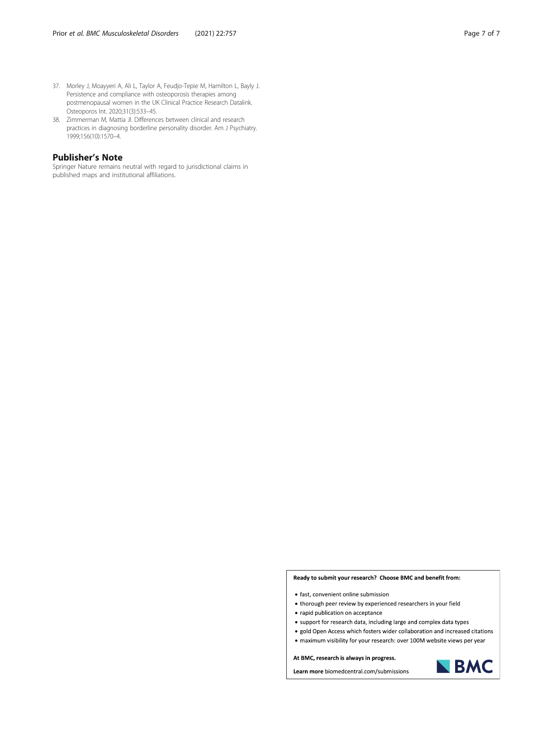37. Morley J, Moayyeri A, Ali L, Taylor A, Feudjo-Tepie M, Hamilton L, Bayly J. Persistence and compliance with osteoporosis therapies among postmenopausal women in the UK Clinical Practice Research Datalink. Osteoporos Int. 2020;31(3):533–45.
38. Zimmerman M, Mattia JI. Differences between clinical and research practices in diagnosing borderline personality disorder. Am J Psychiatry. 1999;156(10):1570–4.

## Publisher's Note

Springer Nature remains neutral with regard to jurisdictional claims in published maps and institutional affiliations.

**Ready to submit your research? Choose BMC and benefit from:**

- fast, convenient online submission
- thorough peer review by experienced researchers in your field
- rapid publication on acceptance
- support for research data, including large and complex data types
- gold Open Access which fosters wider collaboration and increased citations
- maximum visibility for your research: over 100M website views per year

**At BMC, research is always in progress.**

**Learn more** biomedcentral.com/submissions

BMC